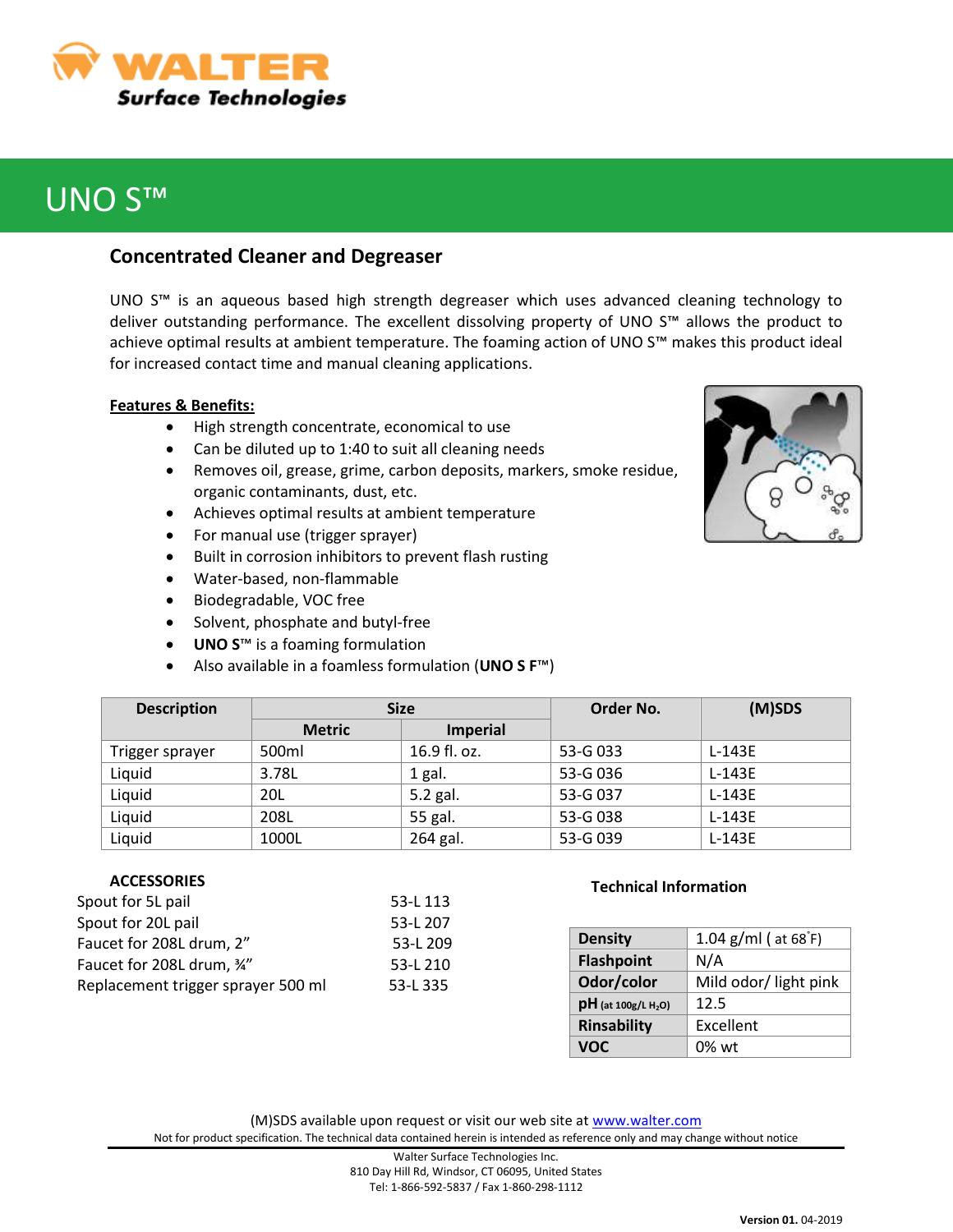# UNO S™

## Concentrated Cleaner and Degreaser

UNO S™ is an aqueous based high strength degreaser which uses advanced cleaning technology to deliver outstanding performance. The excellent dissolving property of UNO S™ allows the product to achieve optimal results at ambient temperature. The foaming action of UNO S™ makes this product ideal for increased contact time and manual cleaning applications.

**Features & Benefits:**

- High strength concentrate, economical to use
- Can be diluted up to 1:40 to suit all cleaning needs
- Removes oil, grease, grime, carbon deposits, markers, smoke residue, organic contaminants, dust, etc.
- Achieves optimal results at ambient temperature
- For manual use (trigger sprayer)
- Built in corrosion inhibitors to prevent flash rusting
- Water-based, non-flammable
- Biodegradable, VOC free
- Solvent, phosphate and butyl-free
- **UNO S™** is a foaming formulation
- Also available in a foamless formulation (**UNO S F™**)

| Description | Size | | Order No. | (M)SDS |
|---|---|---|---|---|
| | Metric | Imperial | | |
| Trigger sprayer | 500ml | 16.9 fl. oz. | 53-G 033 | L-143E |
| Liquid | 3.78L | 1 gal. | 53-G 036 | L-143E |
| Liquid | 20L | 5.2 gal. | 53-G 037 | L-143E |
| Liquid | 208L | 55 gal. | 53-G 038 | L-143E |
| Liquid | 1000L | 264 gal. | 53-G 039 | L-143E |

**ACCESSORIES**

| | |
|---|---|
| Spout for 5L pail | 53-L 113 |
| Spout for 20L pail | 53-L 207 |
| Faucet for 208L drum, 2” | 53-L 209 |
| Faucet for 208L drum, ¾” | 53-L 210 |
| Replacement trigger sprayer 500 ml | 53-L 335 |

**Technical Information**

| | |
|---|---|
| **Density** | 1.04 g/ml ( at 68°F) |
| **Flashpoint** | N/A |
| **Odor/color** | Mild odor/ light pink |
| **pH** (at 100g/L $H_2O$) | 12.5 |
| **Rinsability** | Excellent |
| **VOC** | 0% wt |

(M)SDS available upon request or visit our web site at www.walter.com

Not for product specification. The technical data contained herein is intended as reference only and may change without notice

Walter Surface Technologies Inc.
810 Day Hill Rd, Windsor, CT 06095, United States
Tel: 1-866-592-5837 / Fax 1-860-298-1112

**Version 01.** 04-2019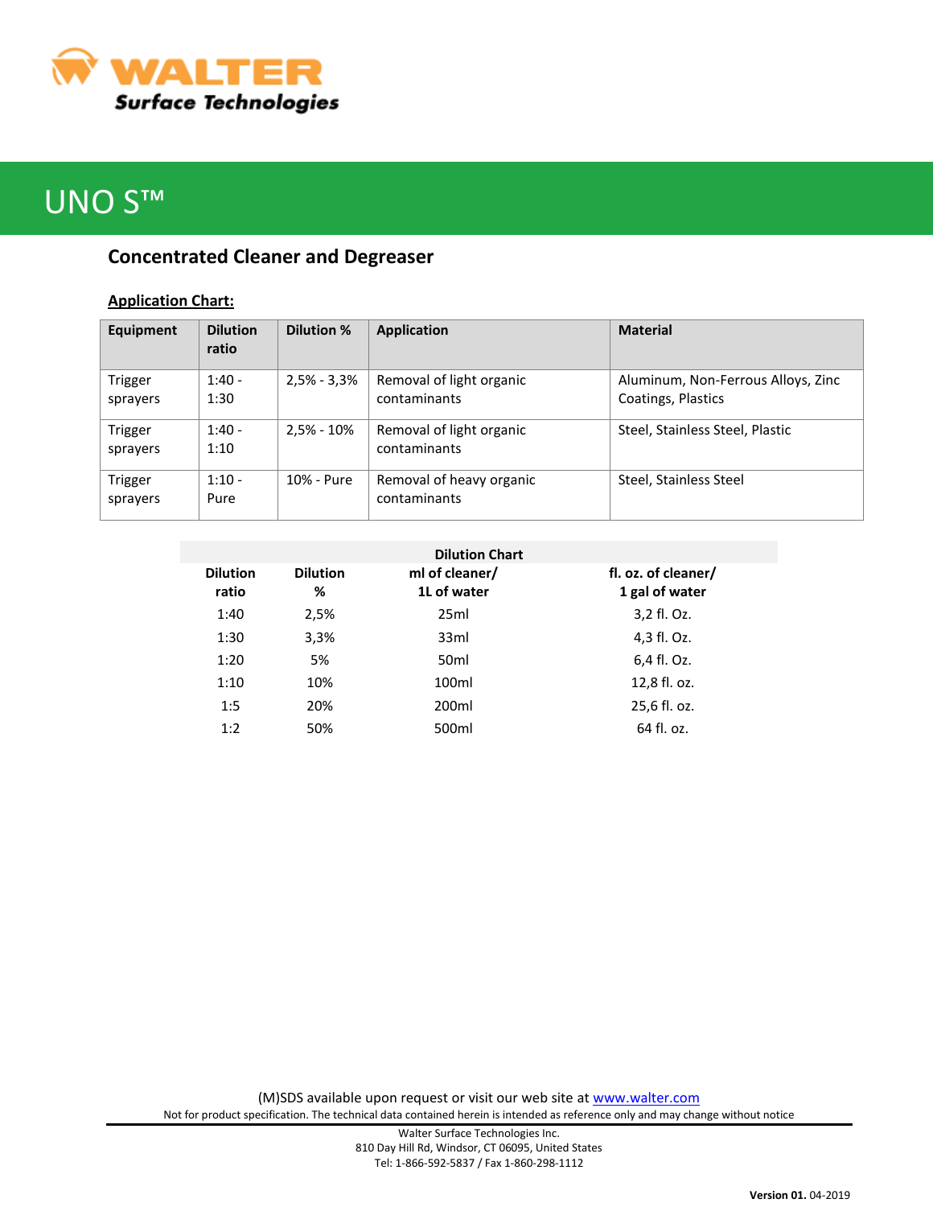WALTER
Surface Technologies

# UNO S™

## Concentrated Cleaner and Degreaser

**Application Chart:**

| Equipment | Dilution ratio | Dilution % | Application | Material |
|---|---|---|---|---|
| Trigger sprayers | 1:40 - 1:30 | 2,5% - 3,3% | Removal of light organic contaminants | Aluminum, Non-Ferrous Alloys, Zinc Coatings, Plastics |
| Trigger sprayers | 1:40 - 1:10 | 2,5% - 10% | Removal of light organic contaminants | Steel, Stainless Steel, Plastic |
| Trigger sprayers | 1:10 - Pure | 10% - Pure | Removal of heavy organic contaminants | Steel, Stainless Steel |

**Dilution Chart**

| Dilution ratio | Dilution % | ml of cleaner/ 1L of water | fl. oz. of cleaner/ 1 gal of water |
|---|---|---|---|
| 1:40 | 2,5% | 25ml | 3,2 fl. Oz. |
| 1:30 | 3,3% | 33ml | 4,3 fl. Oz. |
| 1:20 | 5% | 50ml | 6,4 fl. Oz. |
| 1:10 | 10% | 100ml | 12,8 fl. oz. |
| 1:5 | 20% | 200ml | 25,6 fl. oz. |
| 1:2 | 50% | 500ml | 64 fl. oz. |

(M)SDS available upon request or visit our web site at www.walter.com

Not for product specification. The technical data contained herein is intended as reference only and may change without notice

Walter Surface Technologies Inc.
810 Day Hill Rd, Windsor, CT 06095, United States
Tel: 1-866-592-5837 / Fax 1-860-298-1112

**Version 01.** 04-2019